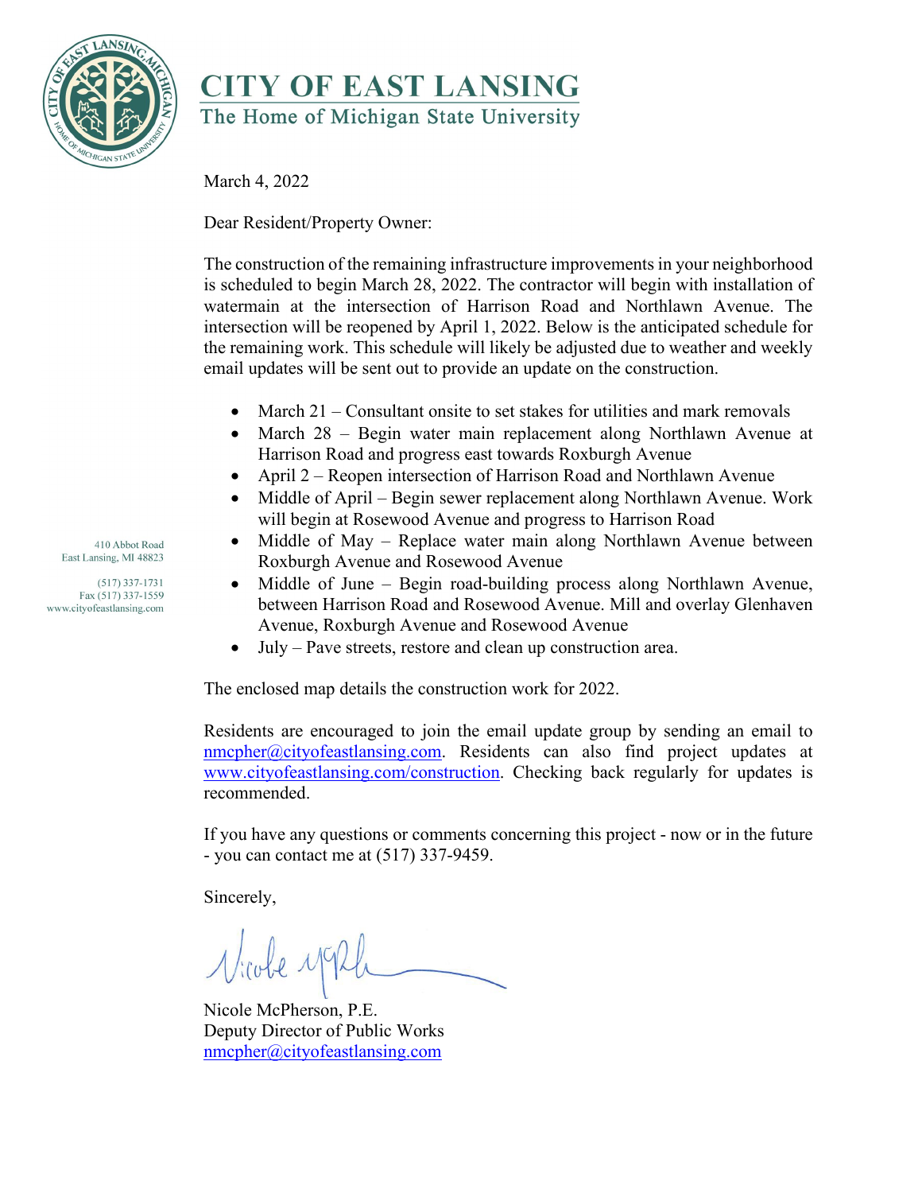# CITY OF EAST LANSING

The Home of Michigan State University

410 Abbot Road
East Lansing, MI 48823

(517) 337-1731
Fax (517) 337-1559
www.cityofeastlansing.com

March 4, 2022

Dear Resident/Property Owner:

The construction of the remaining infrastructure improvements in your neighborhood is scheduled to begin March 28, 2022. The contractor will begin with installation of watermain at the intersection of Harrison Road and Northlawn Avenue. The intersection will be reopened by April 1, 2022. Below is the anticipated schedule for the remaining work. This schedule will likely be adjusted due to weather and weekly email updates will be sent out to provide an update on the construction.

- March 21 – Consultant onsite to set stakes for utilities and mark removals
- March 28 – Begin water main replacement along Northlawn Avenue at Harrison Road and progress east towards Roxburgh Avenue
- April 2 – Reopen intersection of Harrison Road and Northlawn Avenue
- Middle of April – Begin sewer replacement along Northlawn Avenue. Work will begin at Rosewood Avenue and progress to Harrison Road
- Middle of May – Replace water main along Northlawn Avenue between Roxburgh Avenue and Rosewood Avenue
- Middle of June – Begin road-building process along Northlawn Avenue, between Harrison Road and Rosewood Avenue. Mill and overlay Glenhaven Avenue, Roxburgh Avenue and Rosewood Avenue
- July – Pave streets, restore and clean up construction area.

The enclosed map details the construction work for 2022.

Residents are encouraged to join the email update group by sending an email to nmcpher@cityofeastlansing.com. Residents can also find project updates at www.cityofeastlansing.com/construction. Checking back regularly for updates is recommended.

If you have any questions or comments concerning this project - now or in the future - you can contact me at (517) 337-9459.

Sincerely,

Nicole McPherson, P.E.
Deputy Director of Public Works
nmcpher@cityofeastlansing.com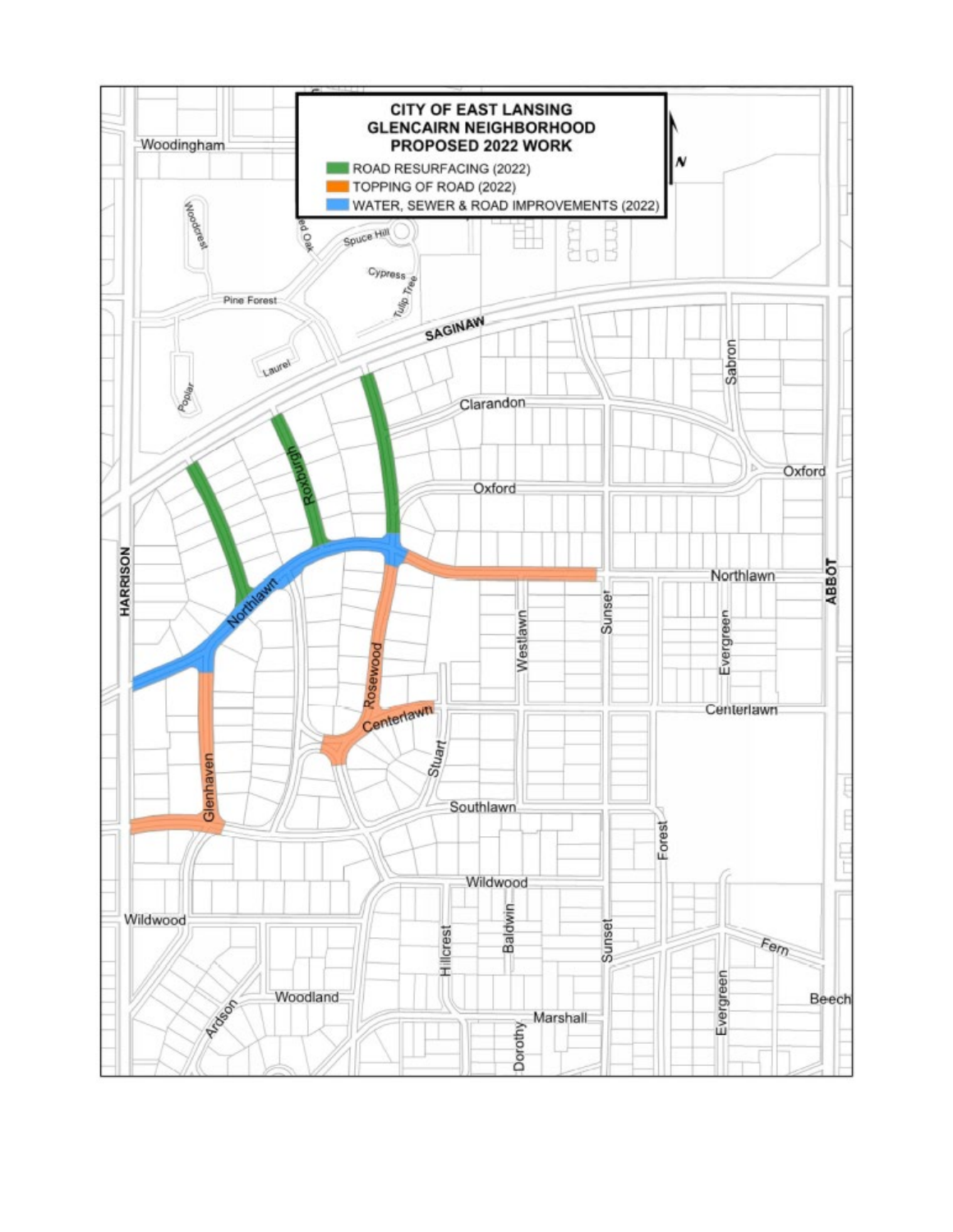**CITY OF EAST LANSING**
**GLENCAIRN NEIGHBORHOOD**
**PROPOSED 2022 WORK**

ROAD RESURFACING (2022)

TOPPING OF ROAD (2022)

WATER, SEWER & ROAD IMPROVEMENTS (2022)

N

Woodingham
Woodcrest
Red Oak
Spuce Hill
Cypress
Tulip Tree
Pine Forest
Laurel
Poplar
SAGINAW
Sabron
Clarandon
Roxburgh
Oxford
Oxford
Northlawn
Northlawn
HARRISON
ABBOT
Rosewood
Westlawn
Sunset
Evergreen
Centerlawn
Centerlawn
Glenhaven
Stuart
Southlawn
Forest
Wildwood
Wildwood
Hillcrest
Baldwin
Sunset
Fern
Woodland
Ardson
Marshall
Dorothy
Evergreen
Beech